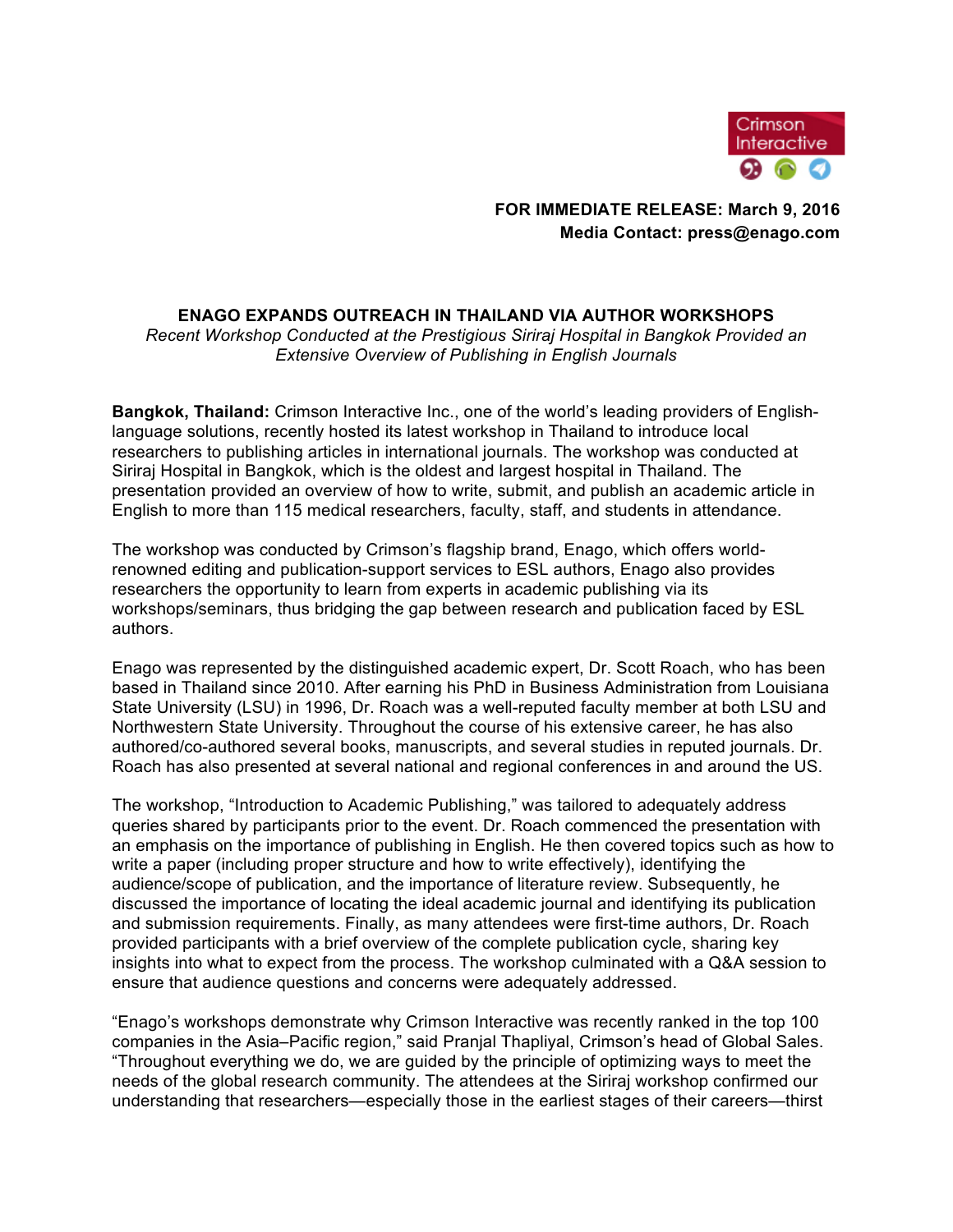Crimson Interactive

**FOR IMMEDIATE RELEASE: March 9, 2016**
**Media Contact: press@enago.com**

# ENAGO EXPANDS OUTREACH IN THAILAND VIA AUTHOR WORKSHOPS

*Recent Workshop Conducted at the Prestigious Siriraj Hospital in Bangkok Provided an Extensive Overview of Publishing in English Journals*

**Bangkok, Thailand:** Crimson Interactive Inc., one of the world's leading providers of English-language solutions, recently hosted its latest workshop in Thailand to introduce local researchers to publishing articles in international journals. The workshop was conducted at Siriraj Hospital in Bangkok, which is the oldest and largest hospital in Thailand. The presentation provided an overview of how to write, submit, and publish an academic article in English to more than 115 medical researchers, faculty, staff, and students in attendance.

The workshop was conducted by Crimson's flagship brand, Enago, which offers world-renowned editing and publication-support services to ESL authors, Enago also provides researchers the opportunity to learn from experts in academic publishing via its workshops/seminars, thus bridging the gap between research and publication faced by ESL authors.

Enago was represented by the distinguished academic expert, Dr. Scott Roach, who has been based in Thailand since 2010. After earning his PhD in Business Administration from Louisiana State University (LSU) in 1996, Dr. Roach was a well-reputed faculty member at both LSU and Northwestern State University. Throughout the course of his extensive career, he has also authored/co-authored several books, manuscripts, and several studies in reputed journals. Dr. Roach has also presented at several national and regional conferences in and around the US.

The workshop, "Introduction to Academic Publishing," was tailored to adequately address queries shared by participants prior to the event. Dr. Roach commenced the presentation with an emphasis on the importance of publishing in English. He then covered topics such as how to write a paper (including proper structure and how to write effectively), identifying the audience/scope of publication, and the importance of literature review. Subsequently, he discussed the importance of locating the ideal academic journal and identifying its publication and submission requirements. Finally, as many attendees were first-time authors, Dr. Roach provided participants with a brief overview of the complete publication cycle, sharing key insights into what to expect from the process. The workshop culminated with a Q&A session to ensure that audience questions and concerns were adequately addressed.

"Enago's workshops demonstrate why Crimson Interactive was recently ranked in the top 100 companies in the Asia–Pacific region," said Pranjal Thapliyal, Crimson's head of Global Sales. "Throughout everything we do, we are guided by the principle of optimizing ways to meet the needs of the global research community. The attendees at the Siriraj workshop confirmed our understanding that researchers—especially those in the earliest stages of their careers—thirst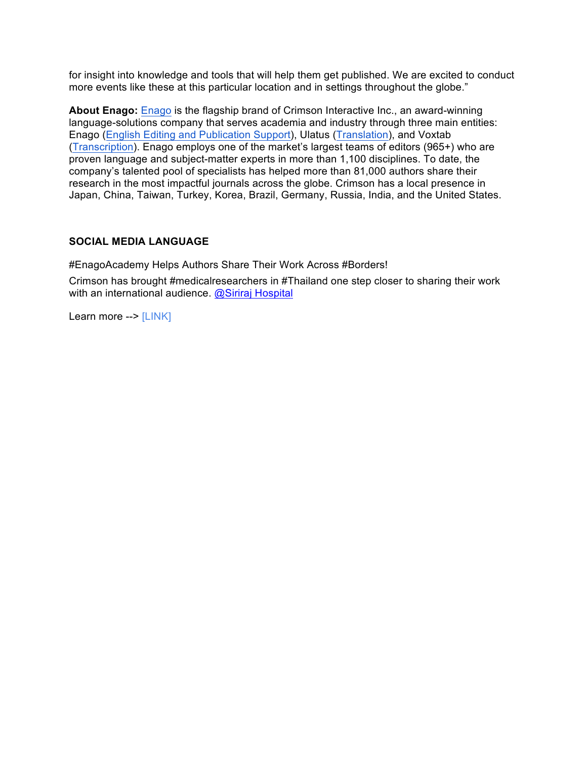for insight into knowledge and tools that will help them get published. We are excited to conduct more events like these at this particular location and in settings throughout the globe."

**About Enago:** Enago is the flagship brand of Crimson Interactive Inc., an award-winning language-solutions company that serves academia and industry through three main entities: Enago (English Editing and Publication Support), Ulatus (Translation), and Voxtab (Transcription). Enago employs one of the market's largest teams of editors (965+) who are proven language and subject-matter experts in more than 1,100 disciplines. To date, the company's talented pool of specialists has helped more than 81,000 authors share their research in the most impactful journals across the globe. Crimson has a local presence in Japan, China, Taiwan, Turkey, Korea, Brazil, Germany, Russia, India, and the United States.

**SOCIAL MEDIA LANGUAGE**

#EnagoAcademy Helps Authors Share Their Work Across #Borders!

Crimson has brought #medicalresearchers in #Thailand one step closer to sharing their work with an international audience. @Siriraj Hospital

Learn more --> [LINK]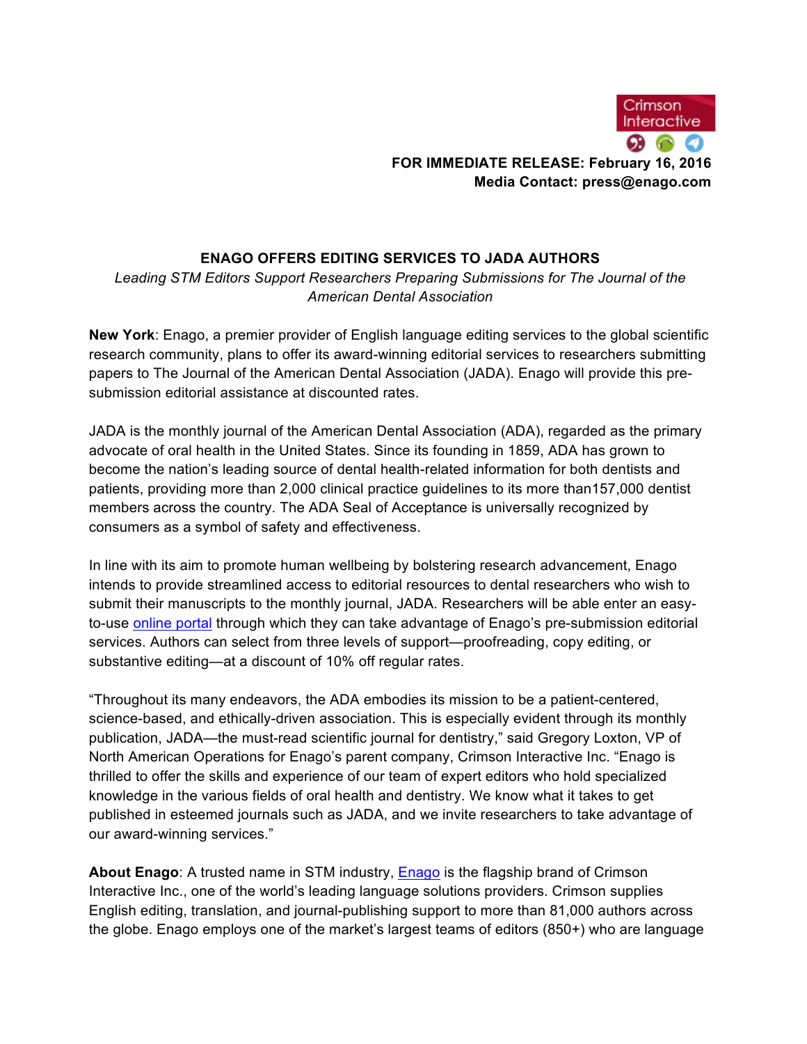Crimson Interactive

**FOR IMMEDIATE RELEASE: February 16, 2016**
**Media Contact: press@enago.com**

## ENAGO OFFERS EDITING SERVICES TO JADA AUTHORS

*Leading STM Editors Support Researchers Preparing Submissions for The Journal of the American Dental Association*

**New York**: Enago, a premier provider of English language editing services to the global scientific research community, plans to offer its award-winning editorial services to researchers submitting papers to The Journal of the American Dental Association (JADA). Enago will provide this pre-submission editorial assistance at discounted rates.

JADA is the monthly journal of the American Dental Association (ADA), regarded as the primary advocate of oral health in the United States. Since its founding in 1859, ADA has grown to become the nation's leading source of dental health-related information for both dentists and patients, providing more than 2,000 clinical practice guidelines to its more than157,000 dentist members across the country. The ADA Seal of Acceptance is universally recognized by consumers as a symbol of safety and effectiveness.

In line with its aim to promote human wellbeing by bolstering research advancement, Enago intends to provide streamlined access to editorial resources to dental researchers who wish to submit their manuscripts to the monthly journal, JADA. Researchers will be able enter an easy-to-use online portal through which they can take advantage of Enago's pre-submission editorial services. Authors can select from three levels of support—proofreading, copy editing, or substantive editing—at a discount of 10% off regular rates.

"Throughout its many endeavors, the ADA embodies its mission to be a patient-centered, science-based, and ethically-driven association. This is especially evident through its monthly publication, JADA—the must-read scientific journal for dentistry," said Gregory Loxton, VP of North American Operations for Enago's parent company, Crimson Interactive Inc. "Enago is thrilled to offer the skills and experience of our team of expert editors who hold specialized knowledge in the various fields of oral health and dentistry. We know what it takes to get published in esteemed journals such as JADA, and we invite researchers to take advantage of our award-winning services."

**About Enago**: A trusted name in STM industry, Enago is the flagship brand of Crimson Interactive Inc., one of the world's leading language solutions providers. Crimson supplies English editing, translation, and journal-publishing support to more than 81,000 authors across the globe. Enago employs one of the market's largest teams of editors (850+) who are language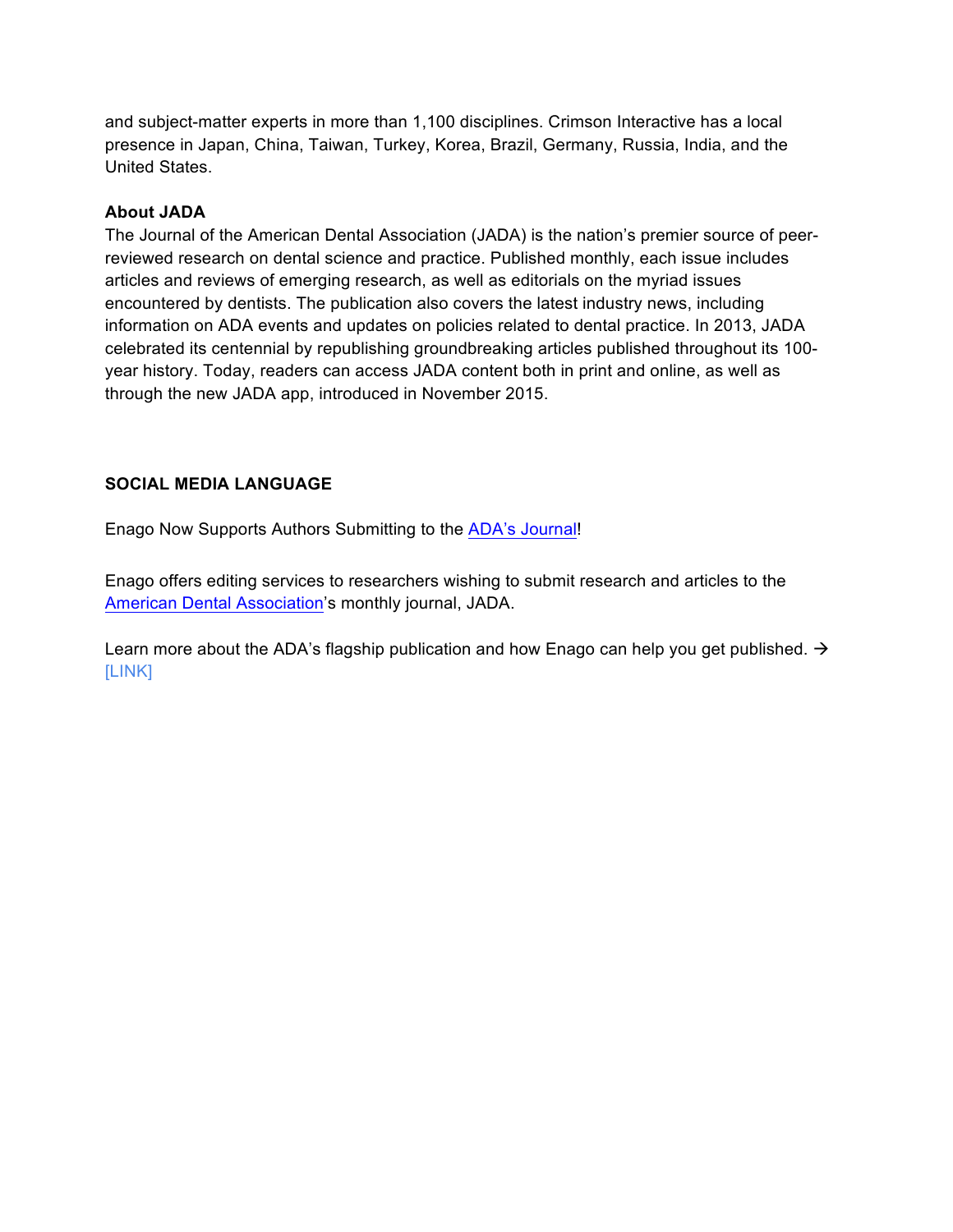and subject-matter experts in more than 1,100 disciplines. Crimson Interactive has a local presence in Japan, China, Taiwan, Turkey, Korea, Brazil, Germany, Russia, India, and the United States.

**About JADA**
The Journal of the American Dental Association (JADA) is the nation's premier source of peer-reviewed research on dental science and practice. Published monthly, each issue includes articles and reviews of emerging research, as well as editorials on the myriad issues encountered by dentists. The publication also covers the latest industry news, including information on ADA events and updates on policies related to dental practice. In 2013, JADA celebrated its centennial by republishing groundbreaking articles published throughout its 100-year history. Today, readers can access JADA content both in print and online, as well as through the new JADA app, introduced in November 2015.

**SOCIAL MEDIA LANGUAGE**

Enago Now Supports Authors Submitting to the ADA's Journal!

Enago offers editing services to researchers wishing to submit research and articles to the American Dental Association's monthly journal, JADA.

Learn more about the ADA's flagship publication and how Enago can help you get published. → [LINK]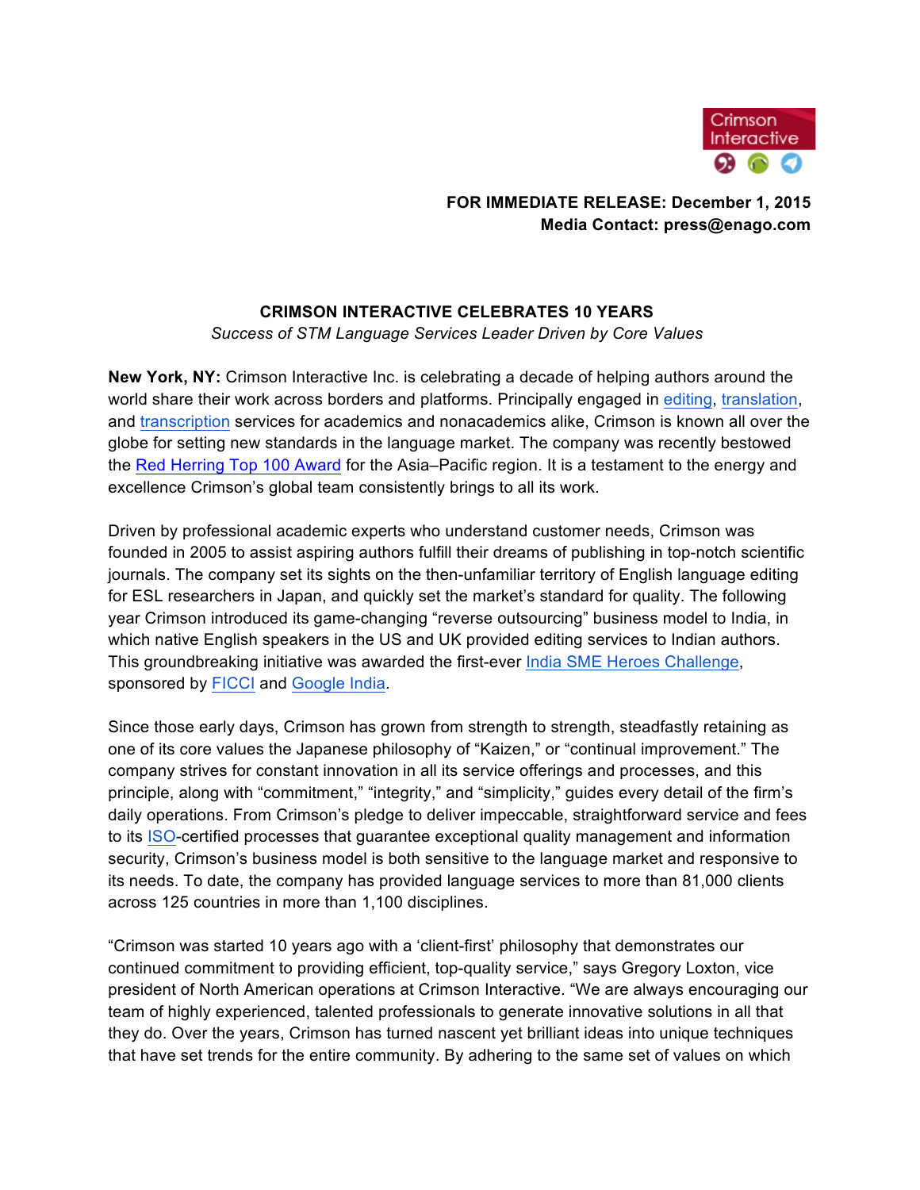Crimson Interactive

**FOR IMMEDIATE RELEASE: December 1, 2015**
**Media Contact: press@enago.com**

**CRIMSON INTERACTIVE CELEBRATES 10 YEARS**

*Success of STM Language Services Leader Driven by Core Values*

**New York, NY:** Crimson Interactive Inc. is celebrating a decade of helping authors around the world share their work across borders and platforms. Principally engaged in editing, translation, and transcription services for academics and nonacademics alike, Crimson is known all over the globe for setting new standards in the language market. The company was recently bestowed the Red Herring Top 100 Award for the Asia–Pacific region. It is a testament to the energy and excellence Crimson's global team consistently brings to all its work.

Driven by professional academic experts who understand customer needs, Crimson was founded in 2005 to assist aspiring authors fulfill their dreams of publishing in top-notch scientific journals. The company set its sights on the then-unfamiliar territory of English language editing for ESL researchers in Japan, and quickly set the market's standard for quality. The following year Crimson introduced its game-changing "reverse outsourcing" business model to India, in which native English speakers in the US and UK provided editing services to Indian authors. This groundbreaking initiative was awarded the first-ever India SME Heroes Challenge, sponsored by FICCI and Google India.

Since those early days, Crimson has grown from strength to strength, steadfastly retaining as one of its core values the Japanese philosophy of "Kaizen," or "continual improvement." The company strives for constant innovation in all its service offerings and processes, and this principle, along with "commitment," "integrity," and "simplicity," guides every detail of the firm's daily operations. From Crimson's pledge to deliver impeccable, straightforward service and fees to its ISO-certified processes that guarantee exceptional quality management and information security, Crimson's business model is both sensitive to the language market and responsive to its needs. To date, the company has provided language services to more than 81,000 clients across 125 countries in more than 1,100 disciplines.

"Crimson was started 10 years ago with a 'client-first' philosophy that demonstrates our continued commitment to providing efficient, top-quality service," says Gregory Loxton, vice president of North American operations at Crimson Interactive. "We are always encouraging our team of highly experienced, talented professionals to generate innovative solutions in all that they do. Over the years, Crimson has turned nascent yet brilliant ideas into unique techniques that have set trends for the entire community. By adhering to the same set of values on which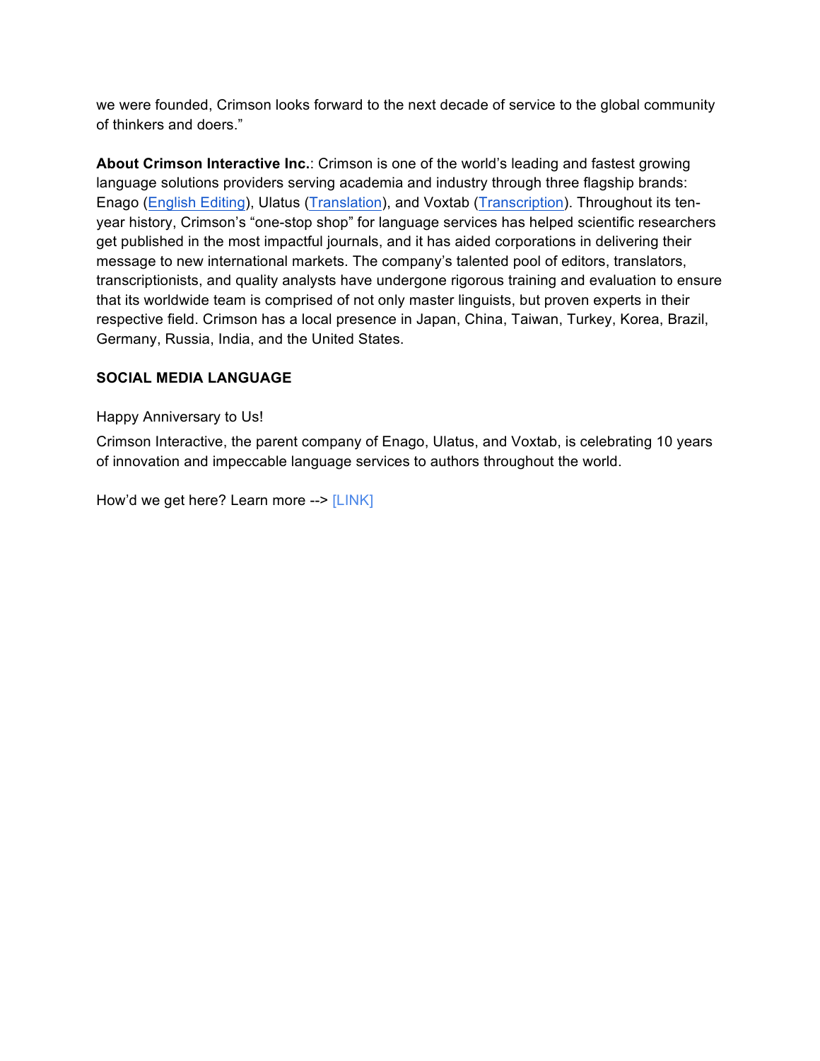we were founded, Crimson looks forward to the next decade of service to the global community of thinkers and doers."

**About Crimson Interactive Inc.**: Crimson is one of the world's leading and fastest growing language solutions providers serving academia and industry through three flagship brands: Enago (English Editing), Ulatus (Translation), and Voxtab (Transcription). Throughout its ten-year history, Crimson's "one-stop shop" for language services has helped scientific researchers get published in the most impactful journals, and it has aided corporations in delivering their message to new international markets. The company's talented pool of editors, translators, transcriptionists, and quality analysts have undergone rigorous training and evaluation to ensure that its worldwide team is comprised of not only master linguists, but proven experts in their respective field. Crimson has a local presence in Japan, China, Taiwan, Turkey, Korea, Brazil, Germany, Russia, India, and the United States.

**SOCIAL MEDIA LANGUAGE**

Happy Anniversary to Us!

Crimson Interactive, the parent company of Enago, Ulatus, and Voxtab, is celebrating 10 years of innovation and impeccable language services to authors throughout the world.

How'd we get here? Learn more --> [LINK]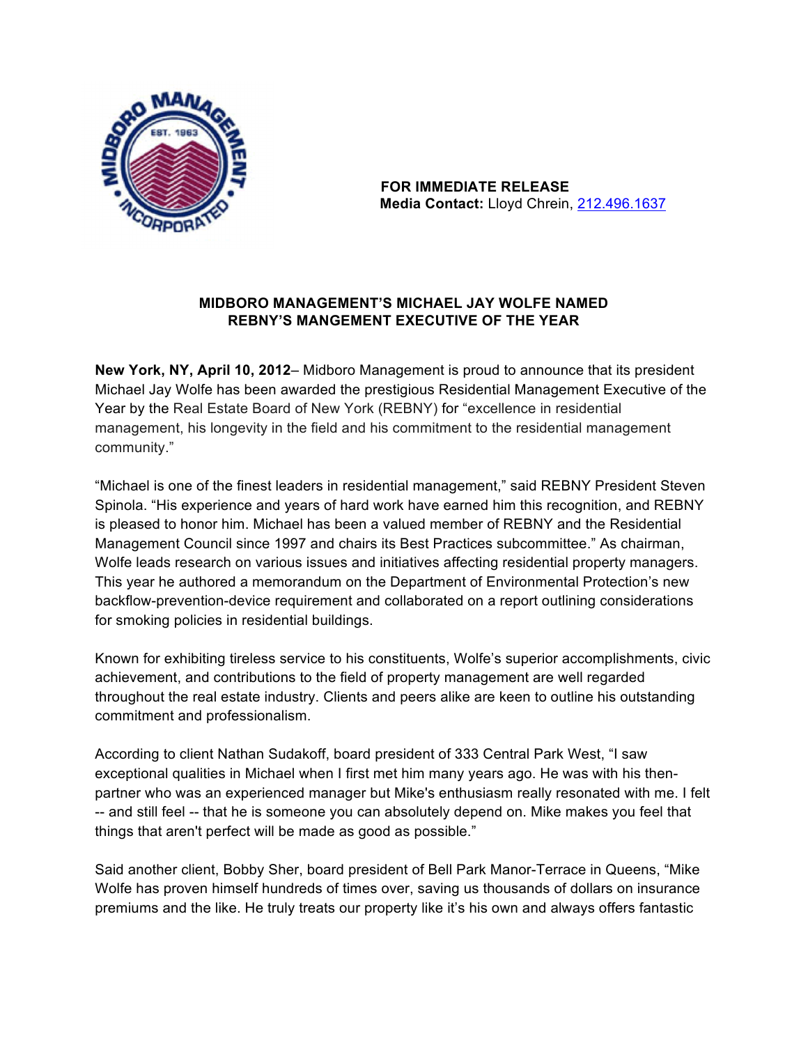**FOR IMMEDIATE RELEASE**
**Media Contact:** Lloyd Chrein, [212.496.1637](212.496.1637)

## MIDBORO MANAGEMENT'S MICHAEL JAY WOLFE NAMED REBNY'S MANGEMENT EXECUTIVE OF THE YEAR

**New York, NY, April 10, 2012**– Midboro Management is proud to announce that its president Michael Jay Wolfe has been awarded the prestigious Residential Management Executive of the Year by the Real Estate Board of New York (REBNY) for "excellence in residential management, his longevity in the field and his commitment to the residential management community."

"Michael is one of the finest leaders in residential management," said REBNY President Steven Spinola. "His experience and years of hard work have earned him this recognition, and REBNY is pleased to honor him. Michael has been a valued member of REBNY and the Residential Management Council since 1997 and chairs its Best Practices subcommittee." As chairman, Wolfe leads research on various issues and initiatives affecting residential property managers. This year he authored a memorandum on the Department of Environmental Protection's new backflow-prevention-device requirement and collaborated on a report outlining considerations for smoking policies in residential buildings.

Known for exhibiting tireless service to his constituents, Wolfe's superior accomplishments, civic achievement, and contributions to the field of property management are well regarded throughout the real estate industry. Clients and peers alike are keen to outline his outstanding commitment and professionalism.

According to client Nathan Sudakoff, board president of 333 Central Park West, "I saw exceptional qualities in Michael when I first met him many years ago. He was with his then-partner who was an experienced manager but Mike's enthusiasm really resonated with me. I felt -- and still feel -- that he is someone you can absolutely depend on. Mike makes you feel that things that aren't perfect will be made as good as possible."

Said another client, Bobby Sher, board president of Bell Park Manor-Terrace in Queens, "Mike Wolfe has proven himself hundreds of times over, saving us thousands of dollars on insurance premiums and the like. He truly treats our property like it's his own and always offers fantastic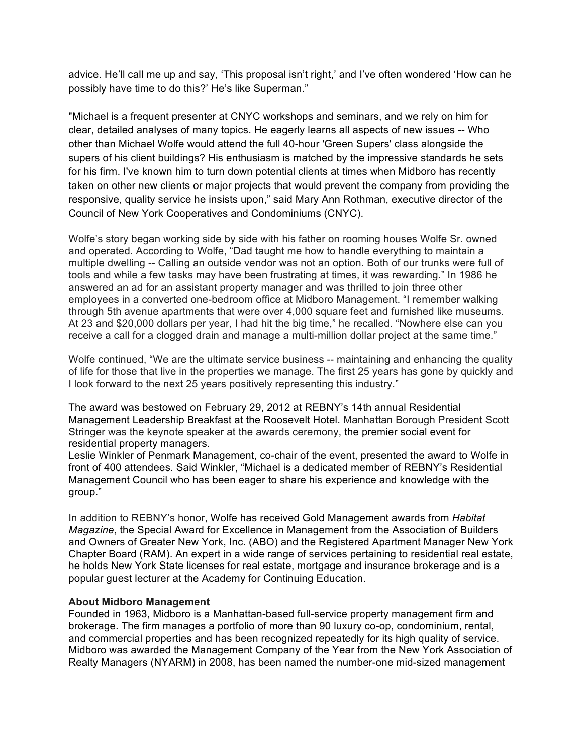advice. He'll call me up and say, 'This proposal isn't right,' and I've often wondered 'How can he possibly have time to do this?' He's like Superman."

"Michael is a frequent presenter at CNYC workshops and seminars, and we rely on him for clear, detailed analyses of many topics. He eagerly learns all aspects of new issues -- Who other than Michael Wolfe would attend the full 40-hour 'Green Supers' class alongside the supers of his client buildings? His enthusiasm is matched by the impressive standards he sets for his firm. I've known him to turn down potential clients at times when Midboro has recently taken on other new clients or major projects that would prevent the company from providing the responsive, quality service he insists upon," said Mary Ann Rothman, executive director of the Council of New York Cooperatives and Condominiums (CNYC).

Wolfe's story began working side by side with his father on rooming houses Wolfe Sr. owned and operated. According to Wolfe, "Dad taught me how to handle everything to maintain a multiple dwelling -- Calling an outside vendor was not an option. Both of our trunks were full of tools and while a few tasks may have been frustrating at times, it was rewarding." In 1986 he answered an ad for an assistant property manager and was thrilled to join three other employees in a converted one-bedroom office at Midboro Management. "I remember walking through 5th avenue apartments that were over 4,000 square feet and furnished like museums. At 23 and $20,000 dollars per year, I had hit the big time," he recalled. "Nowhere else can you receive a call for a clogged drain and manage a multi-million dollar project at the same time."

Wolfe continued, "We are the ultimate service business -- maintaining and enhancing the quality of life for those that live in the properties we manage. The first 25 years has gone by quickly and I look forward to the next 25 years positively representing this industry."

The award was bestowed on February 29, 2012 at REBNY's 14th annual Residential Management Leadership Breakfast at the Roosevelt Hotel. Manhattan Borough President Scott Stringer was the keynote speaker at the awards ceremony, the premier social event for residential property managers.
Leslie Winkler of Penmark Management, co-chair of the event, presented the award to Wolfe in front of 400 attendees. Said Winkler, "Michael is a dedicated member of REBNY's Residential Management Council who has been eager to share his experience and knowledge with the group."

In addition to REBNY's honor, Wolfe has received Gold Management awards from *Habitat Magazine*, the Special Award for Excellence in Management from the Association of Builders and Owners of Greater New York, Inc. (ABO) and the Registered Apartment Manager New York Chapter Board (RAM). An expert in a wide range of services pertaining to residential real estate, he holds New York State licenses for real estate, mortgage and insurance brokerage and is a popular guest lecturer at the Academy for Continuing Education.

**About Midboro Management**
Founded in 1963, Midboro is a Manhattan-based full-service property management firm and brokerage. The firm manages a portfolio of more than 90 luxury co-op, condominium, rental, and commercial properties and has been recognized repeatedly for its high quality of service. Midboro was awarded the Management Company of the Year from the New York Association of Realty Managers (NYARM) in 2008, has been named the number-one mid-sized management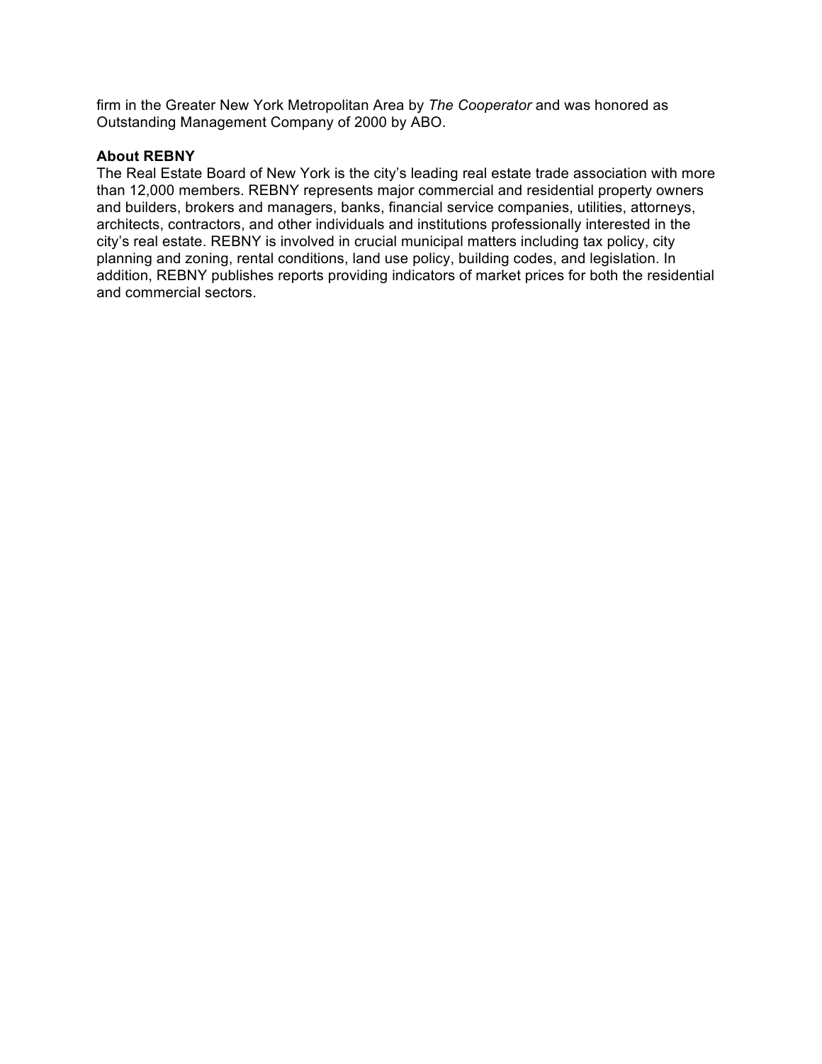firm in the Greater New York Metropolitan Area by *The Cooperator* and was honored as Outstanding Management Company of 2000 by ABO.

**About REBNY**

The Real Estate Board of New York is the city's leading real estate trade association with more than 12,000 members. REBNY represents major commercial and residential property owners and builders, brokers and managers, banks, financial service companies, utilities, attorneys, architects, contractors, and other individuals and institutions professionally interested in the city's real estate. REBNY is involved in crucial municipal matters including tax policy, city planning and zoning, rental conditions, land use policy, building codes, and legislation. In addition, REBNY publishes reports providing indicators of market prices for both the residential and commercial sectors.